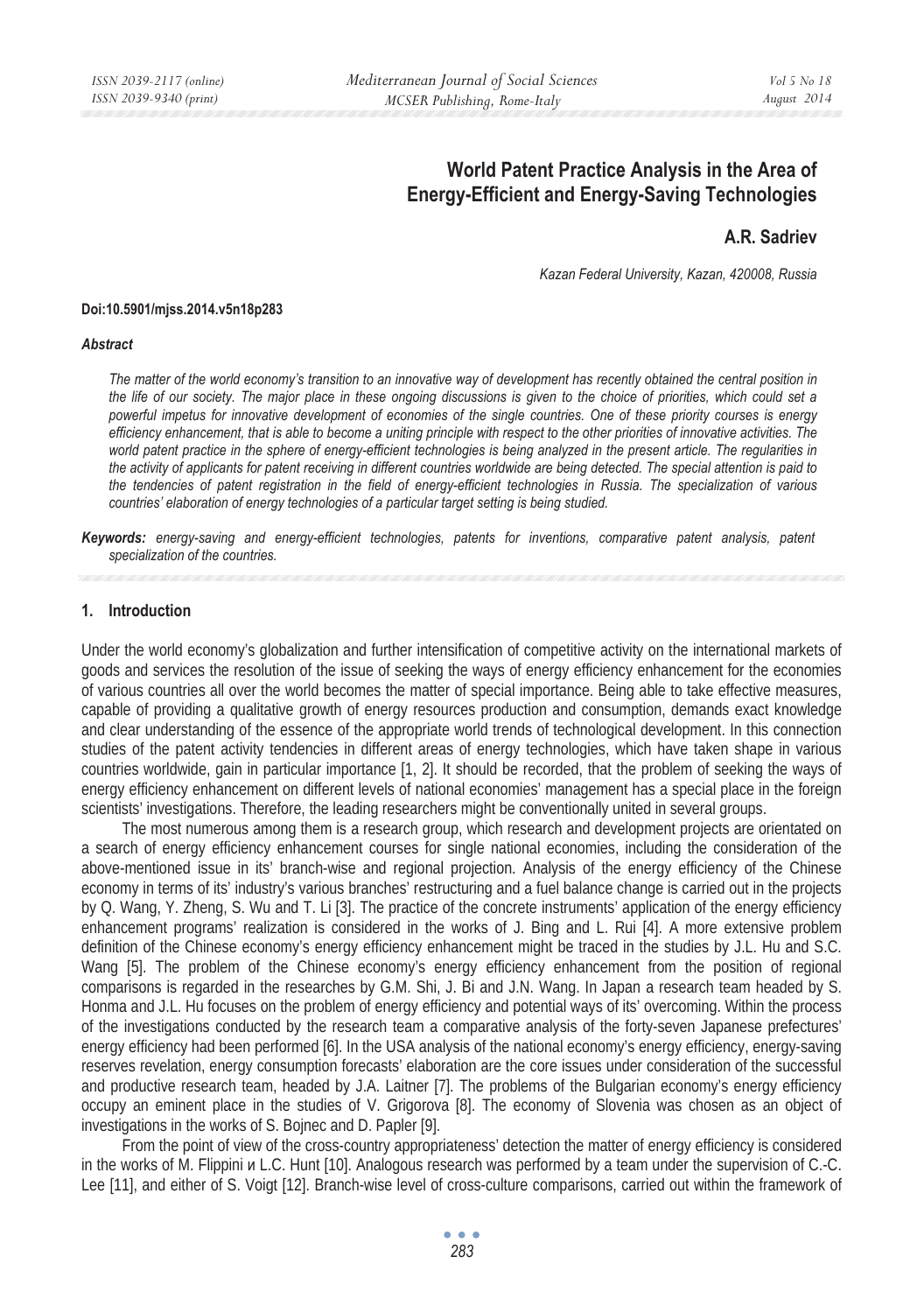# World Patent Practice Analysis in the Area of Energy-Efficient and Energy-Saving Technologies

**A.R. Sadriev**

*Kazan Federal University, Kazan, 420008, Russia*

**Doi:10.5901/mjss.2014.v5n18p283**

***Abstract***

*The matter of the world economy's transition to an innovative way of development has recently obtained the central position in the life of our society. The major place in these ongoing discussions is given to the choice of priorities, which could set a powerful impetus for innovative development of economies of the single countries. One of these priority courses is energy efficiency enhancement, that is able to become a uniting principle with respect to the other priorities of innovative activities. The world patent practice in the sphere of energy-efficient technologies is being analyzed in the present article. The regularities in the activity of applicants for patent receiving in different countries worldwide are being detected. The special attention is paid to the tendencies of patent registration in the field of energy-efficient technologies in Russia. The specialization of various countries' elaboration of energy technologies of a particular target setting is being studied.*

***Keywords:*** *energy-saving and energy-efficient technologies, patents for inventions, comparative patent analysis, patent specialization of the countries.*

## 1. Introduction

Under the world economy's globalization and further intensification of competitive activity on the international markets of goods and services the resolution of the issue of seeking the ways of energy efficiency enhancement for the economies of various countries all over the world becomes the matter of special importance. Being able to take effective measures, capable of providing a qualitative growth of energy resources production and consumption, demands exact knowledge and clear understanding of the essence of the appropriate world trends of technological development. In this connection studies of the patent activity tendencies in different areas of energy technologies, which have taken shape in various countries worldwide, gain in particular importance [1, 2]. It should be recorded, that the problem of seeking the ways of energy efficiency enhancement on different levels of national economies' management has a special place in the foreign scientists' investigations. Therefore, the leading researchers might be conventionally united in several groups.

The most numerous among them is a research group, which research and development projects are orientated on a search of energy efficiency enhancement courses for single national economies, including the consideration of the above-mentioned issue in its' branch-wise and regional projection. Analysis of the energy efficiency of the Chinese economy in terms of its' industry's various branches' restructuring and a fuel balance change is carried out in the projects by Q. Wang, Y. Zheng, S. Wu and T. Li [3]. The practice of the concrete instruments' application of the energy efficiency enhancement programs' realization is considered in the works of J. Bing and L. Rui [4]. A more extensive problem definition of the Chinese economy's energy efficiency enhancement might be traced in the studies by J.L. Hu and S.C. Wang [5]. The problem of the Chinese economy's energy efficiency enhancement from the position of regional comparisons is regarded in the researches by G.M. Shi, J. Bi and J.N. Wang. In Japan a research team headed by S. Honma and J.L. Hu focuses on the problem of energy efficiency and potential ways of its' overcoming. Within the process of the investigations conducted by the research team a comparative analysis of the forty-seven Japanese prefectures' energy efficiency had been performed [6]. In the USA analysis of the national economy's energy efficiency, energy-saving reserves revelation, energy consumption forecasts' elaboration are the core issues under consideration of the successful and productive research team, headed by J.A. Laitner [7]. The problems of the Bulgarian economy's energy efficiency occupy an eminent place in the studies of V. Grigorova [8]. The economy of Slovenia was chosen as an object of investigations in the works of S. Bojnec and D. Papler [9].

From the point of view of the cross-country appropriateness' detection the matter of energy efficiency is considered in the works of M. Flippini и L.C. Hunt [10]. Analogous research was performed by a team under the supervision of C.-C. Lee [11], and either of S. Voigt [12]. Branch-wise level of cross-culture comparisons, carried out within the framework of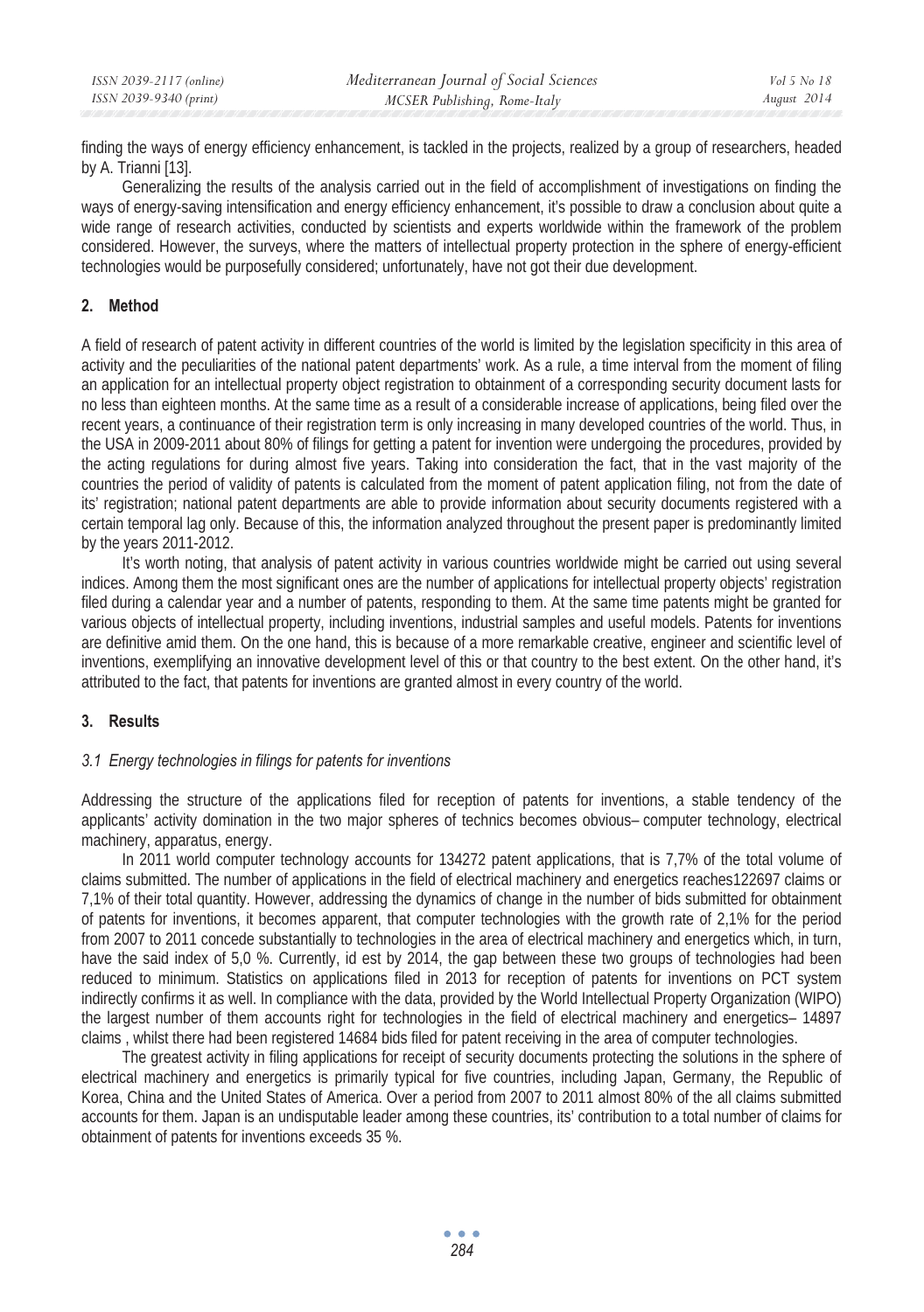finding the ways of energy efficiency enhancement, is tackled in the projects, realized by a group of researchers, headed by A. Trianni [13].

Generalizing the results of the analysis carried out in the field of accomplishment of investigations on finding the ways of energy-saving intensification and energy efficiency enhancement, it's possible to draw a conclusion about quite a wide range of research activities, conducted by scientists and experts worldwide within the framework of the problem considered. However, the surveys, where the matters of intellectual property protection in the sphere of energy-efficient technologies would be purposefully considered; unfortunately, have not got their due development.

## 2. Method

A field of research of patent activity in different countries of the world is limited by the legislation specificity in this area of activity and the peculiarities of the national patent departments' work. As a rule, a time interval from the moment of filing an application for an intellectual property object registration to obtainment of a corresponding security document lasts for no less than eighteen months. At the same time as a result of a considerable increase of applications, being filed over the recent years, a continuance of their registration term is only increasing in many developed countries of the world. Thus, in the USA in 2009-2011 about 80% of filings for getting a patent for invention were undergoing the procedures, provided by the acting regulations for during almost five years. Taking into consideration the fact, that in the vast majority of the countries the period of validity of patents is calculated from the moment of patent application filing, not from the date of its' registration; national patent departments are able to provide information about security documents registered with a certain temporal lag only. Because of this, the information analyzed throughout the present paper is predominantly limited by the years 2011-2012.

It's worth noting, that analysis of patent activity in various countries worldwide might be carried out using several indices. Among them the most significant ones are the number of applications for intellectual property objects' registration filed during a calendar year and a number of patents, responding to them. At the same time patents might be granted for various objects of intellectual property, including inventions, industrial samples and useful models. Patents for inventions are definitive amid them. On the one hand, this is because of a more remarkable creative, engineer and scientific level of inventions, exemplifying an innovative development level of this or that country to the best extent. On the other hand, it's attributed to the fact, that patents for inventions are granted almost in every country of the world.

## 3. Results

### *3.1 Energy technologies in filings for patents for inventions*

Addressing the structure of the applications filed for reception of patents for inventions, a stable tendency of the applicants' activity domination in the two major spheres of technics becomes obvious– computer technology, electrical machinery, apparatus, energy.

In 2011 world computer technology accounts for 134272 patent applications, that is 7,7% of the total volume of claims submitted. The number of applications in the field of electrical machinery and energetics reaches122697 claims or 7,1% of their total quantity. However, addressing the dynamics of change in the number of bids submitted for obtainment of patents for inventions, it becomes apparent, that computer technologies with the growth rate of 2,1% for the period from 2007 to 2011 concede substantially to technologies in the area of electrical machinery and energetics which, in turn, have the said index of 5,0 %. Currently, id est by 2014, the gap between these two groups of technologies had been reduced to minimum. Statistics on applications filed in 2013 for reception of patents for inventions on PCT system indirectly confirms it as well. In compliance with the data, provided by the World Intellectual Property Organization (WIPO) the largest number of them accounts right for technologies in the field of electrical machinery and energetics– 14897 claims , whilst there had been registered 14684 bids filed for patent receiving in the area of computer technologies.

The greatest activity in filing applications for receipt of security documents protecting the solutions in the sphere of electrical machinery and energetics is primarily typical for five countries, including Japan, Germany, the Republic of Korea, China and the United States of America. Over a period from 2007 to 2011 almost 80% of the all claims submitted accounts for them. Japan is an undisputable leader among these countries, its' contribution to a total number of claims for obtainment of patents for inventions exceeds 35 %.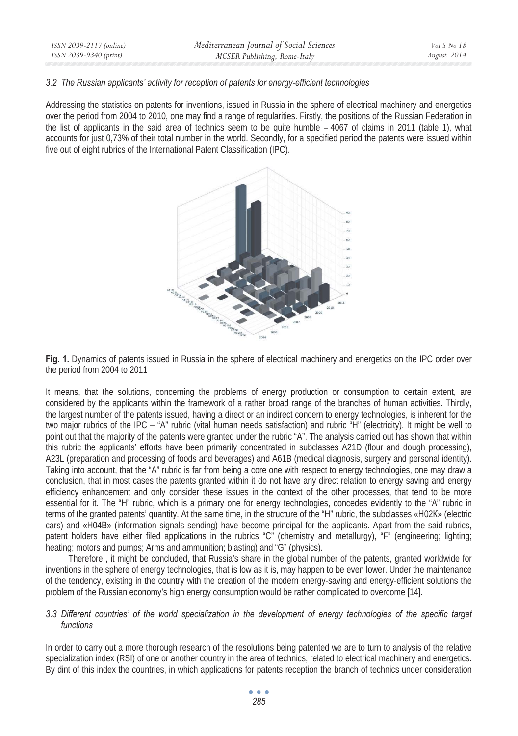### 3.2 The Russian applicants' activity for reception of patents for energy-efficient technologies

Addressing the statistics on patents for inventions, issued in Russia in the sphere of electrical machinery and energetics over the period from 2004 to 2010, one may find a range of regularities. Firstly, the positions of the Russian Federation in the list of applicants in the said area of technics seem to be quite humble – 4067 of claims in 2011 (table 1), what accounts for just 0,73% of their total number in the world. Secondly, for a specified period the patents were issued within five out of eight rubrics of the International Patent Classification (IPC).

90
80
70
60
50
40
30
20
10
0

2004
2005
2006
2007
2008
2009
2010
2011

A21D
A23L
A61B
A61K
A61N
C01B
E21B
F03B
F03D
F03G
F24J
G01N
G01T
G01V
H01L
H01M
H02J
H02K
H02M
H04B

**Fig. 1.** Dynamics of patents issued in Russia in the sphere of electrical machinery and energetics on the IPC order over the period from 2004 to 2011

It means, that the solutions, concerning the problems of energy production or consumption to certain extent, are considered by the applicants within the framework of a rather broad range of the branches of human activities. Thirdly, the largest number of the patents issued, having a direct or an indirect concern to energy technologies, is inherent for the two major rubrics of the IPC – "A" rubric (vital human needs satisfaction) and rubric "H" (electricity). It might be well to point out that the majority of the patents were granted under the rubric "A". The analysis carried out has shown that within this rubric the applicants' efforts have been primarily concentrated in subclasses A21D (flour and dough processing), A23L (preparation and processing of foods and beverages) and A61B (medical diagnosis, surgery and personal identity). Taking into account, that the "A" rubric is far from being a core one with respect to energy technologies, one may draw a conclusion, that in most cases the patents granted within it do not have any direct relation to energy saving and energy efficiency enhancement and only consider these issues in the context of the other processes, that tend to be more essential for it. The "H" rubric, which is a primary one for energy technologies, concedes evidently to the "A" rubric in terms of the granted patents' quantity. At the same time, in the structure of the "H" rubric, the subclasses «H02K» (electric cars) and «H04B» (information signals sending) have become principal for the applicants. Apart from the said rubrics, patent holders have either filed applications in the rubrics "C" (chemistry and metallurgy), "F" (engineering; lighting; heating; motors and pumps; Arms and ammunition; blasting) and "G" (physics).

Therefore , it might be concluded, that Russia's share in the global number of the patents, granted worldwide for inventions in the sphere of energy technologies, that is low as it is, may happen to be even lower. Under the maintenance of the tendency, existing in the country with the creation of the modern energy-saving and energy-efficient solutions the problem of the Russian economy's high energy consumption would be rather complicated to overcome [14].

### 3.3 Different countries' of the world specialization in the development of energy technologies of the specific target functions

In order to carry out a more thorough research of the resolutions being patented we are to turn to analysis of the relative specialization index (RSI) of one or another country in the area of technics, related to electrical machinery and energetics. By dint of this index the countries, in which applications for patents reception the branch of technics under consideration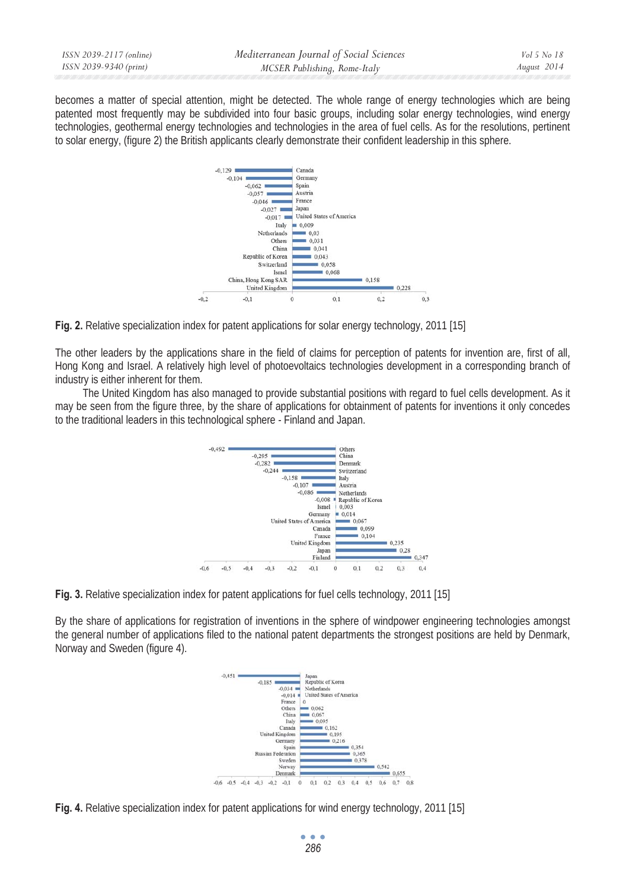becomes a matter of special attention, might be detected. The whole range of energy technologies which are being patented most frequently may be subdivided into four basic groups, including solar energy technologies, wind energy technologies, geothermal energy technologies and technologies in the area of fuel cells. As for the resolutions, pertinent to solar energy, (figure 2) the British applicants clearly demonstrate their confident leadership in this sphere.

**Fig. 2.** Relative specialization index for patent applications for solar energy technology, 2011 [15]

The other leaders by the applications share in the field of claims for perception of patents for invention are, first of all, Hong Kong and Israel. A relatively high level of photoevoltaics technologies development in a corresponding branch of industry is either inherent for them.

The United Kingdom has also managed to provide substantial positions with regard to fuel cells development. As it may be seen from the figure three, by the share of applications for obtainment of patents for inventions it only concedes to the traditional leaders in this technological sphere - Finland and Japan.

**Fig. 3.** Relative specialization index for patent applications for fuel cells technology, 2011 [15]

By the share of applications for registration of inventions in the sphere of windpower engineering technologies amongst the general number of applications filed to the national patent departments the strongest positions are held by Denmark, Norway and Sweden (figure 4).

**Fig. 4.** Relative specialization index for patent applications for wind energy technology, 2011 [15]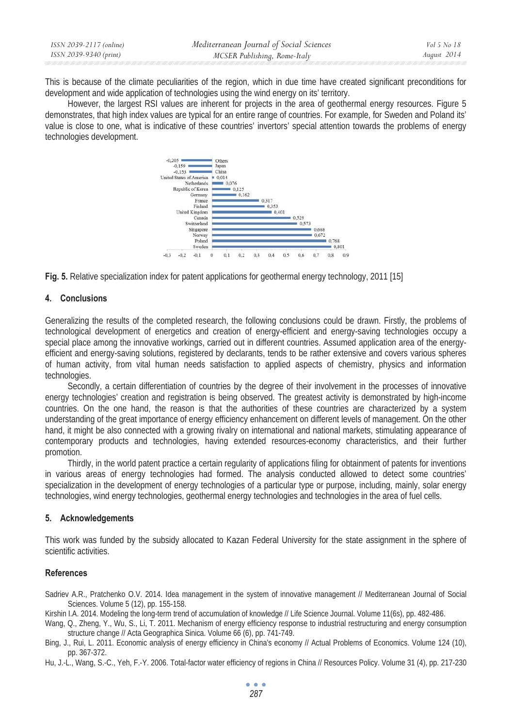This is because of the climate peculiarities of the region, which in due time have created significant preconditions for development and wide application of technologies using the wind energy on its' territory.

However, the largest RSI values are inherent for projects in the area of geothermal energy resources. Figure 5 demonstrates, that high index values are typical for an entire range of countries. For example, for Sweden and Poland its' value is close to one, what is indicative of these countries' invertors' special attention towards the problems of energy technologies development.

-0,205 Others
-0,159 Japan
-0,153 China
United States of America 0,014
Netherlands 0,076
Republic of Korea 0,125
Germany 0,162
France 0,317
Finland 0,353
United Kingdom 0,401
Canada 0,529
Switzerland 0,573
Singapore 0,668
Norway 0,672
Poland 0,768
Sweden 0,801

-0,3 -0,2 -0,1 0 0,1 0,2 0,3 0,4 0,5 0,6 0,7 0,8 0,9

**Fig. 5.** Relative specialization index for patent applications for geothermal energy technology, 2011 [15]

## 4. Conclusions

Generalizing the results of the completed research, the following conclusions could be drawn. Firstly, the problems of technological development of energetics and creation of energy-efficient and energy-saving technologies occupy a special place among the innovative workings, carried out in different countries. Assumed application area of the energy-efficient and energy-saving solutions, registered by declarants, tends to be rather extensive and covers various spheres of human activity, from vital human needs satisfaction to applied aspects of chemistry, physics and information technologies.

Secondly, a certain differentiation of countries by the degree of their involvement in the processes of innovative energy technologies' creation and registration is being observed. The greatest activity is demonstrated by high-income countries. On the one hand, the reason is that the authorities of these countries are characterized by a system understanding of the great importance of energy efficiency enhancement on different levels of management. On the other hand, it might be also connected with a growing rivalry on international and national markets, stimulating appearance of contemporary products and technologies, having extended resources-economy characteristics, and their further promotion.

Thirdly, in the world patent practice a certain regularity of applications filing for obtainment of patents for inventions in various areas of energy technologies had formed. The analysis conducted allowed to detect some countries' specialization in the development of energy technologies of a particular type or purpose, including, mainly, solar energy technologies, wind energy technologies, geothermal energy technologies and technologies in the area of fuel cells.

## 5. Acknowledgements

This work was funded by the subsidy allocated to Kazan Federal University for the state assignment in the sphere of scientific activities.

## References

Sadriev A.R., Pratchenko O.V. 2014. Idea management in the system of innovative management // Mediterranean Journal of Social Sciences. Volume 5 (12), pp. 155-158.

Kirshin I.A. 2014. Modeling the long-term trend of accumulation of knowledge // Life Science Journal. Volume 11(6s), pp. 482-486.

Wang, Q., Zheng, Y., Wu, S., Li, T. 2011. Mechanism of energy efficiency response to industrial restructuring and energy consumption structure change // Acta Geographica Sinica. Volume 66 (6), pp. 741-749.

Bing, J., Rui, L. 2011. Economic analysis of energy efficiency in China's economy // Actual Problems of Economics. Volume 124 (10), pp. 367-372.

Hu, J.-L., Wang, S.-C., Yeh, F.-Y. 2006. Total-factor water efficiency of regions in China // Resources Policy. Volume 31 (4), pp. 217-230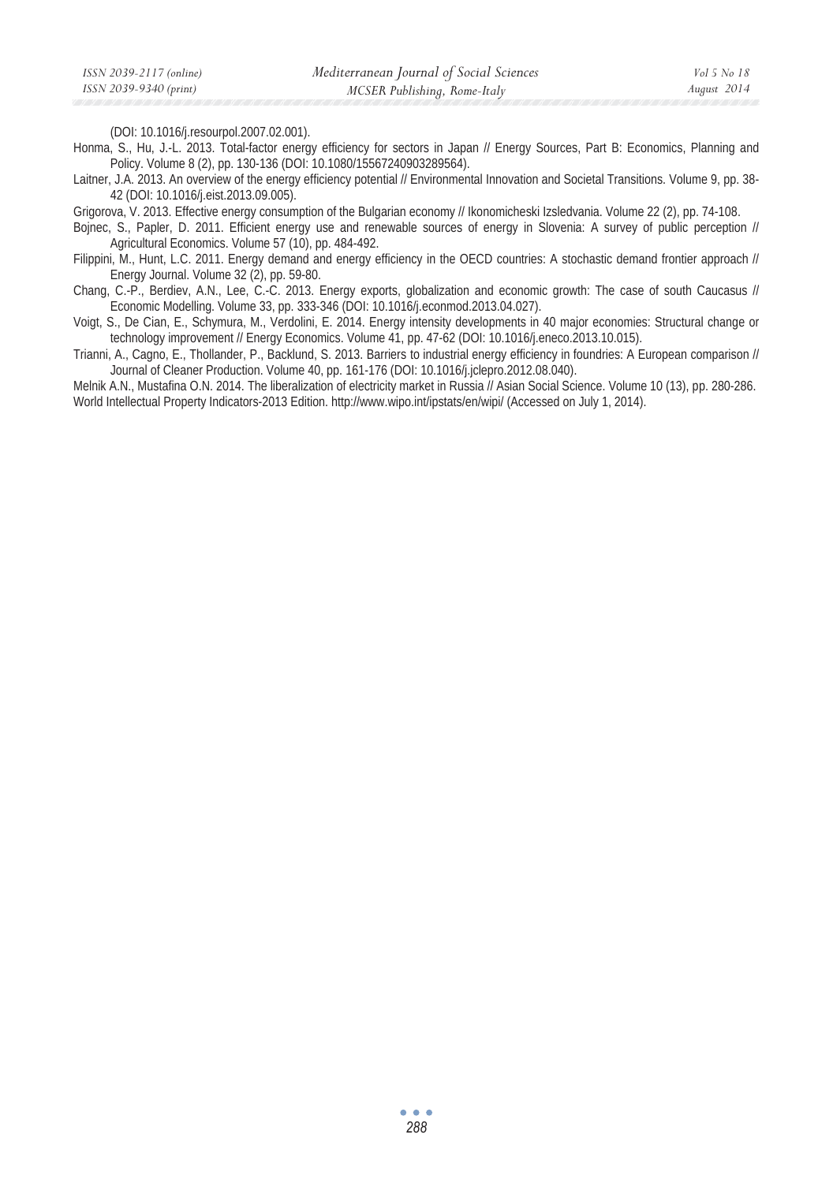(DOI: 10.1016/j.resourpol.2007.02.001).

Honma, S., Hu, J.-L. 2013. Total-factor energy efficiency for sectors in Japan // Energy Sources, Part B: Economics, Planning and Policy. Volume 8 (2), pp. 130-136 (DOI: 10.1080/15567240903289564).

Laitner, J.A. 2013. An overview of the energy efficiency potential // Environmental Innovation and Societal Transitions. Volume 9, pp. 38-42 (DOI: 10.1016/j.eist.2013.09.005).

Grigorova, V. 2013. Effective energy consumption of the Bulgarian economy // Ikonomicheski Izsledvania. Volume 22 (2), pp. 74-108.

Bojnec, S., Papler, D. 2011. Efficient energy use and renewable sources of energy in Slovenia: A survey of public perception // Agricultural Economics. Volume 57 (10), pp. 484-492.

Filippini, M., Hunt, L.C. 2011. Energy demand and energy efficiency in the OECD countries: A stochastic demand frontier approach // Energy Journal. Volume 32 (2), pp. 59-80.

Chang, C.-P., Berdiev, A.N., Lee, C.-C. 2013. Energy exports, globalization and economic growth: The case of south Caucasus // Economic Modelling. Volume 33, pp. 333-346 (DOI: 10.1016/j.econmod.2013.04.027).

Voigt, S., De Cian, E., Schymura, M., Verdolini, E. 2014. Energy intensity developments in 40 major economies: Structural change or technology improvement // Energy Economics. Volume 41, pp. 47-62 (DOI: 10.1016/j.eneco.2013.10.015).

Trianni, A., Cagno, E., Thollander, P., Backlund, S. 2013. Barriers to industrial energy efficiency in foundries: A European comparison // Journal of Cleaner Production. Volume 40, pp. 161-176 (DOI: 10.1016/j.jclepro.2012.08.040).

Melnik A.N., Mustafina O.N. 2014. The liberalization of electricity market in Russia // Asian Social Science. Volume 10 (13), pp. 280-286.

World Intellectual Property Indicators-2013 Edition. http://www.wipo.int/ipstats/en/wipi/ (Accessed on July 1, 2014).